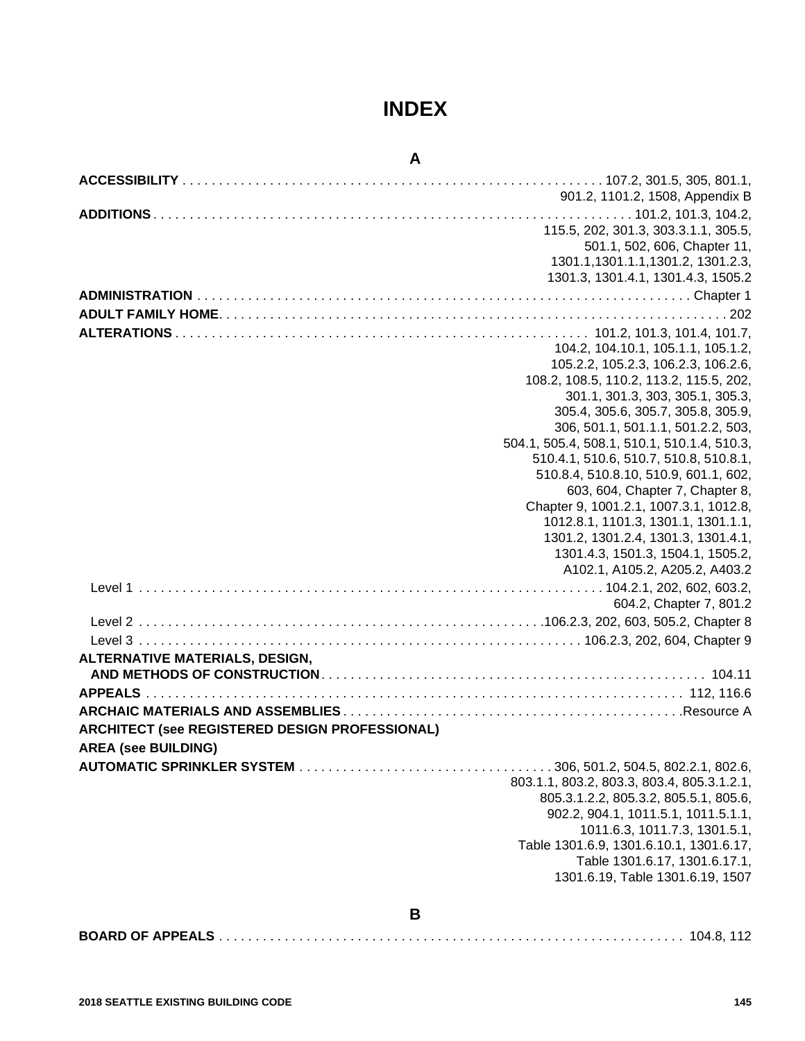# INDEX

## A

**ACCESSIBILITY** . . . 107.2, 301.5, 305, 801.1, 901.2, 1101.2, 1508, Appendix B

**ADDITIONS** . . . 101.2, 101.3, 104.2, 115.5, 202, 301.3, 303.3.1.1, 305.5, 501.1, 502, 606, Chapter 11, 1301.1,1301.1.1,1301.2, 1301.2.3, 1301.3, 1301.4.1, 1301.4.3, 1505.2

**ADMINISTRATION** . . . Chapter 1

**ADULT FAMILY HOME**. . . 202

**ALTERATIONS** . . . 101.2, 101.3, 101.4, 101.7, 104.2, 104.10.1, 105.1.1, 105.1.2, 105.2.2, 105.2.3, 106.2.3, 106.2.6, 108.2, 108.5, 110.2, 113.2, 115.5, 202, 301.1, 301.3, 303, 305.1, 305.3, 305.4, 305.6, 305.7, 305.8, 305.9, 306, 501.1, 501.1.1, 501.2.2, 503, 504.1, 505.4, 508.1, 510.1, 510.1.4, 510.3, 510.4.1, 510.6, 510.7, 510.8, 510.8.1, 510.8.4, 510.8.10, 510.9, 601.1, 602, 603, 604, Chapter 7, Chapter 8, Chapter 9, 1001.2.1, 1007.3.1, 1012.8, 1012.8.1, 1101.3, 1301.1, 1301.1.1, 1301.2, 1301.2.4, 1301.3, 1301.4.1, 1301.4.3, 1501.3, 1504.1, 1505.2, A102.1, A105.2, A205.2, A403.2

- Level 1 . . . 104.2.1, 202, 602, 603.2, 604.2, Chapter 7, 801.2
- Level 2 . . . 106.2.3, 202, 603, 505.2, Chapter 8
- Level 3 . . . 106.2.3, 202, 604, Chapter 9

**ALTERNATIVE MATERIALS, DESIGN, AND METHODS OF CONSTRUCTION**. . . 104.11

**APPEALS** . . . 112, 116.6

**ARCHAIC MATERIALS AND ASSEMBLIES** . . . Resource A

**ARCHITECT (see REGISTERED DESIGN PROFESSIONAL)**

**AREA (see BUILDING)**

**AUTOMATIC SPRINKLER SYSTEM** . . . 306, 501.2, 504.5, 802.2.1, 802.6, 803.1.1, 803.2, 803.3, 803.4, 805.3.1.2.1, 805.3.1.2.2, 805.3.2, 805.5.1, 805.6, 902.2, 904.1, 1011.5.1, 1011.5.1.1, 1011.6.3, 1011.7.3, 1301.5.1, Table 1301.6.9, 1301.6.10.1, 1301.6.17, Table 1301.6.17, 1301.6.17.1, 1301.6.19, Table 1301.6.19, 1507

## B

**BOARD OF APPEALS** . . . 104.8, 112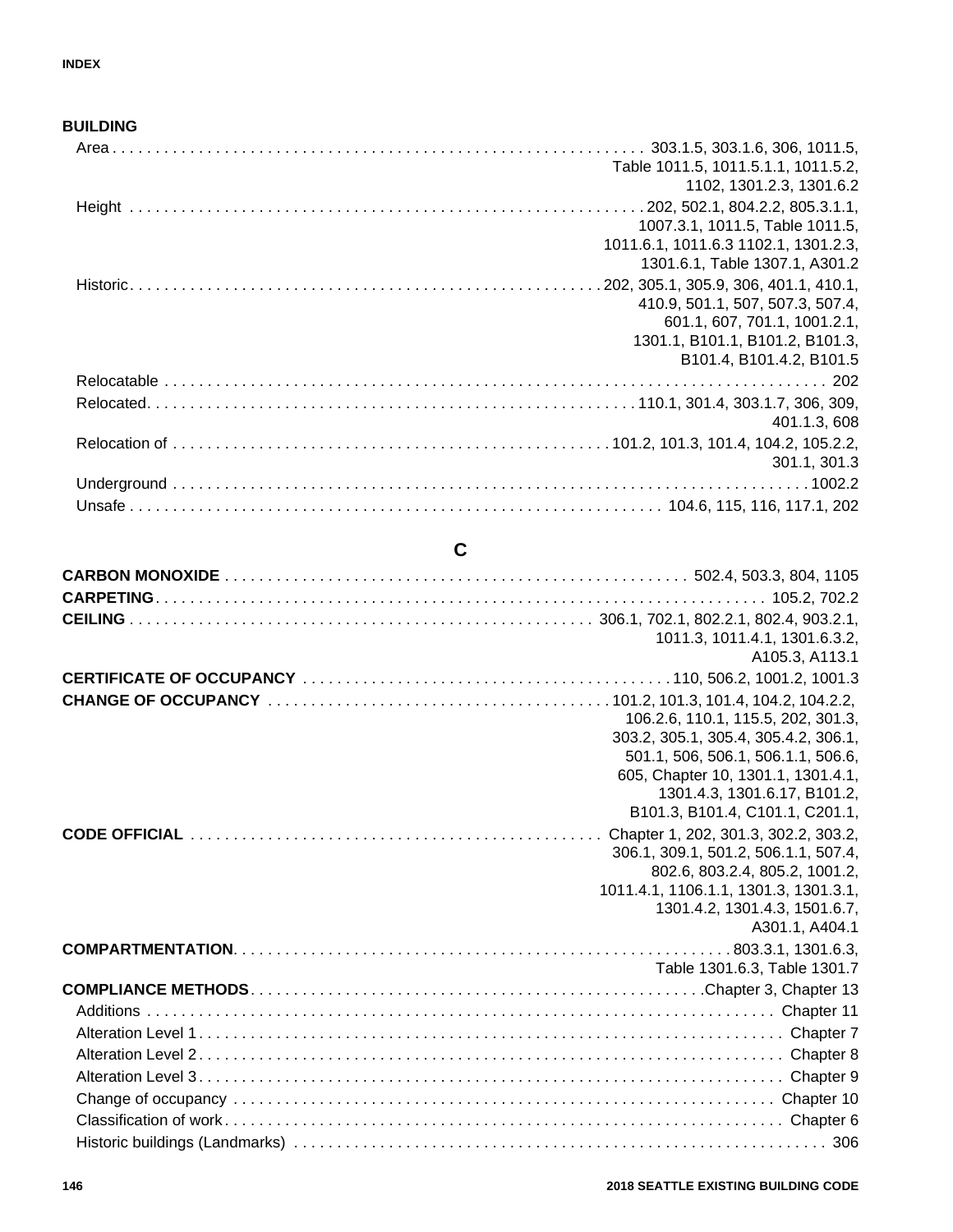**BUILDING**

- Area . . . 303.1.5, 303.1.6, 306, 1011.5, Table 1011.5, 1011.5.1.1, 1011.5.2, 1102, 1301.2.3, 1301.6.2
- Height . . . 202, 502.1, 804.2.2, 805.3.1.1, 1007.3.1, 1011.5, Table 1011.5, 1011.6.1, 1011.6.3 1102.1, 1301.2.3, 1301.6.1, Table 1307.1, A301.2
- Historic . . . 202, 305.1, 305.9, 306, 401.1, 410.1, 410.9, 501.1, 507, 507.3, 507.4, 601.1, 607, 701.1, 1001.2.1, 1301.1, B101.1, B101.2, B101.3, B101.4, B101.4.2, B101.5
- Relocatable . . . 202
- Relocated . . . 110.1, 301.4, 303.1.7, 306, 309, 401.1.3, 608
- Relocation of . . . 101.2, 101.3, 101.4, 104.2, 105.2.2, 301.1, 301.3
- Underground . . . 1002.2
- Unsafe . . . 104.6, 115, 116, 117.1, 202

## C

**CARBON MONOXIDE** . . . 502.4, 503.3, 804, 1105

**CARPETING** . . . 105.2, 702.2

**CEILING** . . . 306.1, 702.1, 802.2.1, 802.4, 903.2.1, 1011.3, 1011.4.1, 1301.6.3.2, A105.3, A113.1

**CERTIFICATE OF OCCUPANCY** . . . 110, 506.2, 1001.2, 1001.3

**CHANGE OF OCCUPANCY** . . . 101.2, 101.3, 101.4, 104.2, 104.2.2, 106.2.6, 110.1, 115.5, 202, 301.3, 303.2, 305.1, 305.4, 305.4.2, 306.1, 501.1, 506, 506.1, 506.1.1, 506.6, 605, Chapter 10, 1301.1, 1301.4.1, 1301.4.3, 1301.6.17, B101.2, B101.3, B101.4, C101.1, C201.1,

**CODE OFFICIAL** . . . Chapter 1, 202, 301.3, 302.2, 303.2, 306.1, 309.1, 501.2, 506.1.1, 507.4, 802.6, 803.2.4, 805.2, 1001.2, 1011.4.1, 1106.1.1, 1301.3, 1301.3.1, 1301.4.2, 1301.4.3, 1501.6.7, A301.1, A404.1

**COMPARTMENTATION** . . . 803.3.1, 1301.6.3, Table 1301.6.3, Table 1301.7

**COMPLIANCE METHODS** . . . Chapter 3, Chapter 13

- Additions . . . Chapter 11
- Alteration Level 1 . . . Chapter 7
- Alteration Level 2 . . . Chapter 8
- Alteration Level 3 . . . Chapter 9
- Change of occupancy . . . Chapter 10
- Classification of work . . . Chapter 6
- Historic buildings (Landmarks) . . . 306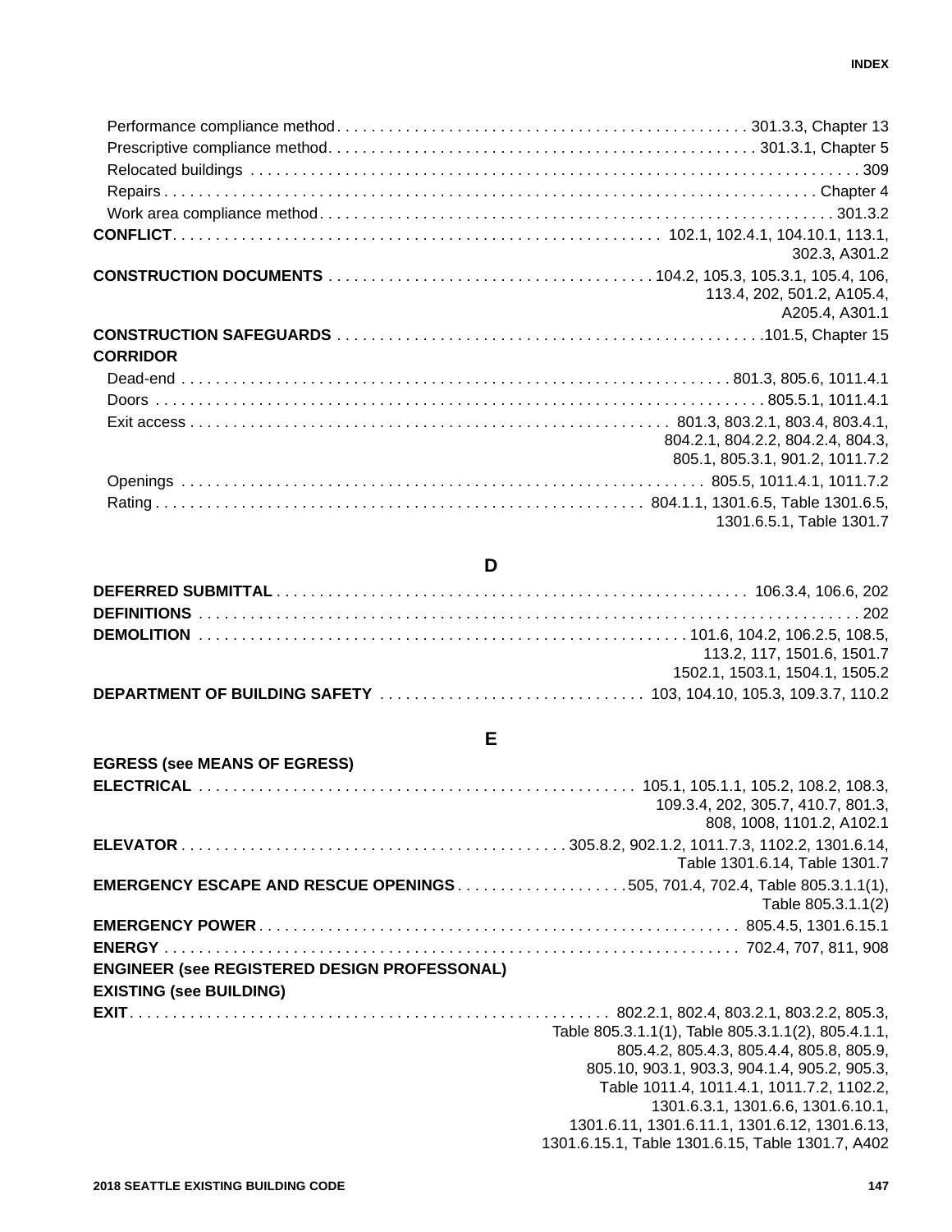Performance compliance method . . . 301.3.3, Chapter 13
Prescriptive compliance method . . . 301.3.1, Chapter 5
Relocated buildings . . . 309
Repairs . . . Chapter 4
Work area compliance method . . . 301.3.2

**CONFLICT** . . . 102.1, 102.4.1, 104.10.1, 113.1, 302.3, A301.2

**CONSTRUCTION DOCUMENTS** . . . 104.2, 105.3, 105.3.1, 105.4, 106, 113.4, 202, 501.2, A105.4, A205.4, A301.1

**CONSTRUCTION SAFEGUARDS** . . . 101.5, Chapter 15

**CORRIDOR**

Dead-end . . . 801.3, 805.6, 1011.4.1
Doors . . . 805.5.1, 1011.4.1
Exit access . . . 801.3, 803.2.1, 803.4, 803.4.1, 804.2.1, 804.2.2, 804.2.4, 804.3, 805.1, 805.3.1, 901.2, 1011.7.2
Openings . . . 805.5, 1011.4.1, 1011.7.2
Rating . . . 804.1.1, 1301.6.5, Table 1301.6.5, 1301.6.5.1, Table 1301.7

## D

**DEFERRED SUBMITTAL** . . . 106.3.4, 106.6, 202

**DEFINITIONS** . . . 202

**DEMOLITION** . . . 101.6, 104.2, 106.2.5, 108.5, 113.2, 117, 1501.6, 1501.7 1502.1, 1503.1, 1504.1, 1505.2

**DEPARTMENT OF BUILDING SAFETY** . . . 103, 104.10, 105.3, 109.3.7, 110.2

## E

**EGRESS (see MEANS OF EGRESS)**

**ELECTRICAL** . . . 105.1, 105.1.1, 105.2, 108.2, 108.3, 109.3.4, 202, 305.7, 410.7, 801.3, 808, 1008, 1101.2, A102.1

**ELEVATOR** . . . 305.8.2, 902.1.2, 1011.7.3, 1102.2, 1301.6.14, Table 1301.6.14, Table 1301.7

**EMERGENCY ESCAPE AND RESCUE OPENINGS** . . . 505, 701.4, 702.4, Table 805.3.1.1(1), Table 805.3.1.1(2)

**EMERGENCY POWER** . . . 805.4.5, 1301.6.15.1

**ENERGY** . . . 702.4, 707, 811, 908

**ENGINEER (see REGISTERED DESIGN PROFESSONAL)**

**EXISTING (see BUILDING)**

**EXIT** . . . 802.2.1, 802.4, 803.2.1, 803.2.2, 805.3, Table 805.3.1.1(1), Table 805.3.1.1(2), 805.4.1.1, 805.4.2, 805.4.3, 805.4.4, 805.8, 805.9, 805.10, 903.1, 903.3, 904.1.4, 905.2, 905.3, Table 1011.4, 1011.4.1, 1011.7.2, 1102.2, 1301.6.3.1, 1301.6.6, 1301.6.10.1, 1301.6.11, 1301.6.11.1, 1301.6.12, 1301.6.13, 1301.6.15.1, Table 1301.6.15, Table 1301.7, A402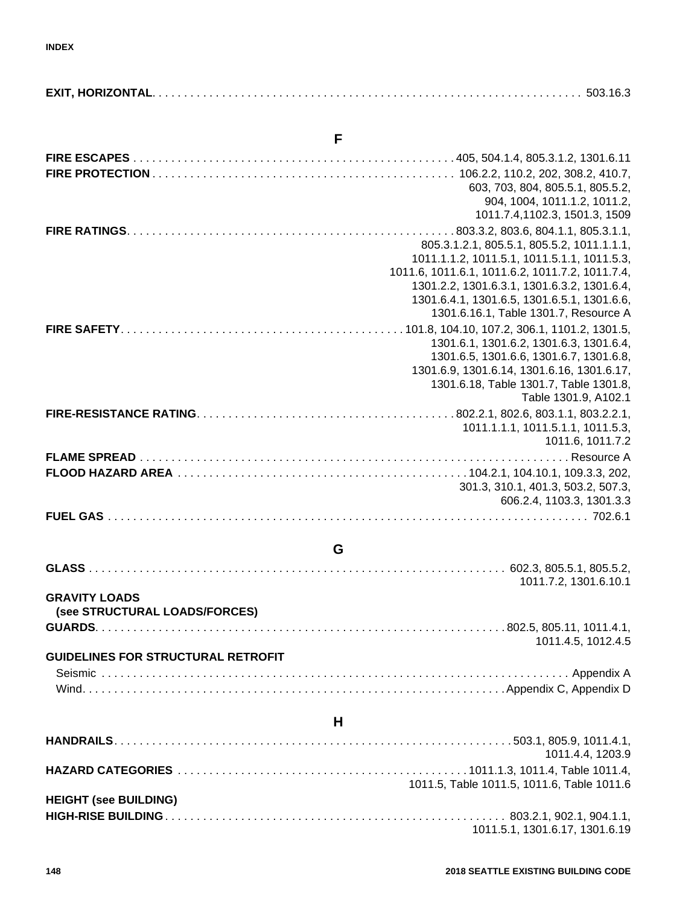**EXIT, HORIZONTAL** . . . . . . . . . . 503.16.3

## F

**FIRE ESCAPES** . . . . . . . . . . 405, 504.1.4, 805.3.1.2, 1301.6.11

**FIRE PROTECTION** . . . . . . . . . . 106.2.2, 110.2, 202, 308.2, 410.7, 603, 703, 804, 805.5.1, 805.5.2, 904, 1004, 1011.1.2, 1011.2, 1011.7.4,1102.3, 1501.3, 1509

**FIRE RATINGS** . . . . . . . . . . 803.3.2, 803.6, 804.1.1, 805.3.1.1, 805.3.1.2.1, 805.5.1, 805.5.2, 1011.1.1.1, 1011.1.1.2, 1011.5.1, 1011.5.1.1, 1011.5.3, 1011.6, 1011.6.1, 1011.6.2, 1011.7.2, 1011.7.4, 1301.2.2, 1301.6.3.1, 1301.6.3.2, 1301.6.4, 1301.6.4.1, 1301.6.5, 1301.6.5.1, 1301.6.6, 1301.6.16.1, Table 1301.7, Resource A

**FIRE SAFETY** . . . . . . . . . . 101.8, 104.10, 107.2, 306.1, 1101.2, 1301.5, 1301.6.1, 1301.6.2, 1301.6.3, 1301.6.4, 1301.6.5, 1301.6.6, 1301.6.7, 1301.6.8, 1301.6.9, 1301.6.14, 1301.6.16, 1301.6.17, 1301.6.18, Table 1301.7, Table 1301.8, Table 1301.9, A102.1

**FIRE-RESISTANCE RATING** . . . . . . . . . . 802.2.1, 802.6, 803.1.1, 803.2.2.1, 1011.1.1.1, 1011.5.1.1, 1011.5.3, 1011.6, 1011.7.2

**FLAME SPREAD** . . . . . . . . . . Resource A

**FLOOD HAZARD AREA** . . . . . . . . . . 104.2.1, 104.10.1, 109.3.3, 202, 301.3, 310.1, 401.3, 503.2, 507.3, 606.2.4, 1103.3, 1301.3.3

**FUEL GAS** . . . . . . . . . . 702.6.1

## G

**GLASS** . . . . . . . . . . 602.3, 805.5.1, 805.5.2, 1011.7.2, 1301.6.10.1

**GRAVITY LOADS**
**(see STRUCTURAL LOADS/FORCES)**

**GUARDS** . . . . . . . . . . 802.5, 805.11, 1011.4.1, 1011.4.5, 1012.4.5

**GUIDELINES FOR STRUCTURAL RETROFIT**

- Seismic . . . . . . . . . . Appendix A
- Wind . . . . . . . . . . Appendix C, Appendix D

## H

**HANDRAILS** . . . . . . . . . . 503.1, 805.9, 1011.4.1, 1011.4.4, 1203.9

**HAZARD CATEGORIES** . . . . . . . . . . 1011.1.3, 1011.4, Table 1011.4, 1011.5, Table 1011.5, 1011.6, Table 1011.6

**HEIGHT (see BUILDING)**

**HIGH-RISE BUILDING** . . . . . . . . . . 803.2.1, 902.1, 904.1.1, 1011.5.1, 1301.6.17, 1301.6.19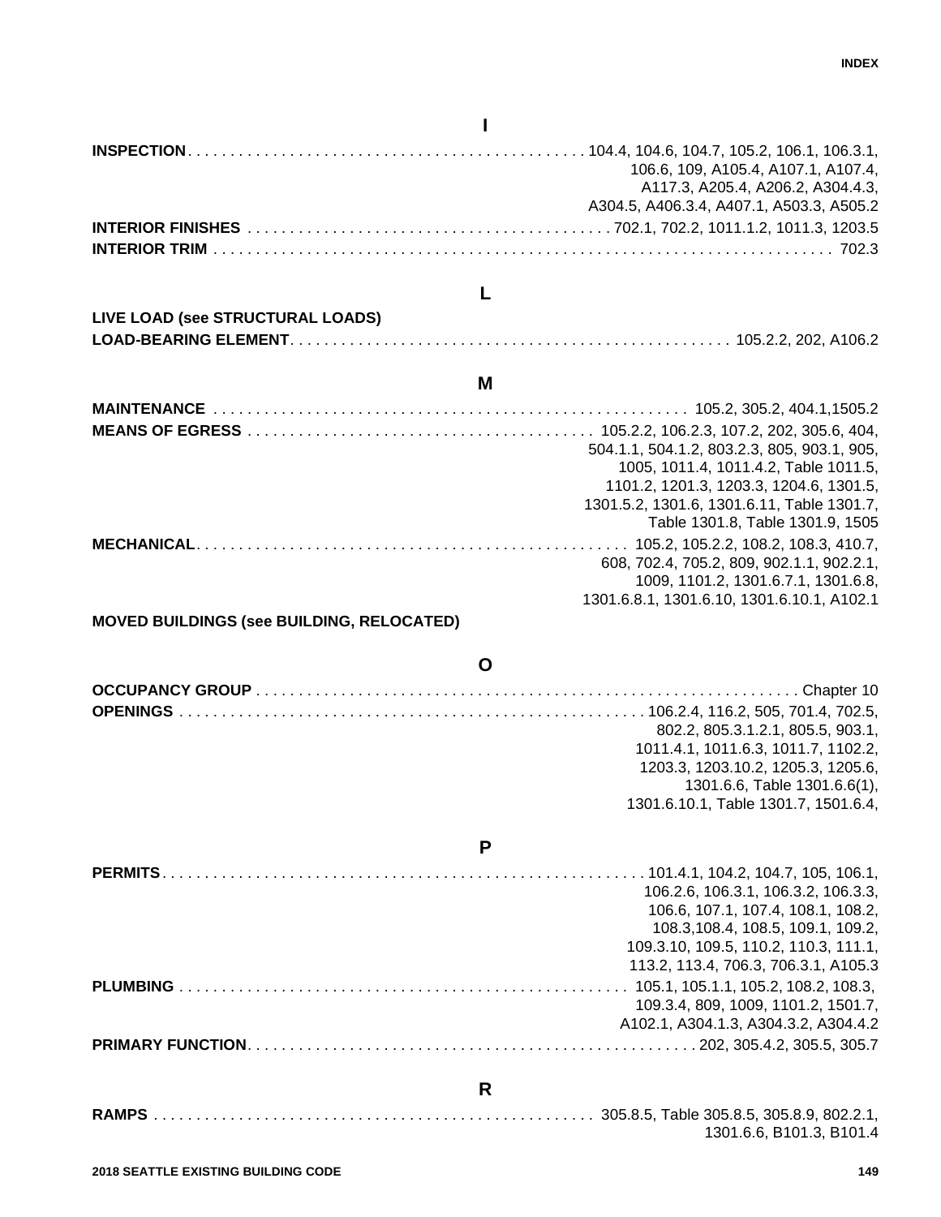## I

**INSPECTION** . . . 104.4, 104.6, 104.7, 105.2, 106.1, 106.3.1, 106.6, 109, A105.4, A107.1, A107.4, A117.3, A205.4, A206.2, A304.4.3, A304.5, A406.3.4, A407.1, A503.3, A505.2

**INTERIOR FINISHES** . . . 702.1, 702.2, 1011.1.2, 1011.3, 1203.5

**INTERIOR TRIM** . . . 702.3

## L

**LIVE LOAD (see STRUCTURAL LOADS)**

**LOAD-BEARING ELEMENT** . . . 105.2.2, 202, A106.2

## M

**MAINTENANCE** . . . 105.2, 305.2, 404.1,1505.2

**MEANS OF EGRESS** . . . 105.2.2, 106.2.3, 107.2, 202, 305.6, 404, 504.1.1, 504.1.2, 803.2.3, 805, 903.1, 905, 1005, 1011.4, 1011.4.2, Table 1011.5, 1101.2, 1201.3, 1203.3, 1204.6, 1301.5, 1301.5.2, 1301.6, 1301.6.11, Table 1301.7, Table 1301.8, Table 1301.9, 1505

**MECHANICAL** . . . 105.2, 105.2.2, 108.2, 108.3, 410.7, 608, 702.4, 705.2, 809, 902.1.1, 902.2.1, 1009, 1101.2, 1301.6.7.1, 1301.6.8, 1301.6.8.1, 1301.6.10, 1301.6.10.1, A102.1

**MOVED BUILDINGS (see BUILDING, RELOCATED)**

## O

**OCCUPANCY GROUP** . . . Chapter 10

**OPENINGS** . . . 106.2.4, 116.2, 505, 701.4, 702.5, 802.2, 805.3.1.2.1, 805.5, 903.1, 1011.4.1, 1011.6.3, 1011.7, 1102.2, 1203.3, 1203.10.2, 1205.3, 1205.6, 1301.6.6, Table 1301.6.6(1), 1301.6.10.1, Table 1301.7, 1501.6.4,

## P

**PERMITS** . . . 101.4.1, 104.2, 104.7, 105, 106.1, 106.2.6, 106.3.1, 106.3.2, 106.3.3, 106.6, 107.1, 107.4, 108.1, 108.2, 108.3,108.4, 108.5, 109.1, 109.2, 109.3.10, 109.5, 110.2, 110.3, 111.1, 113.2, 113.4, 706.3, 706.3.1, A105.3

**PLUMBING** . . . 105.1, 105.1.1, 105.2, 108.2, 108.3, 109.3.4, 809, 1009, 1101.2, 1501.7, A102.1, A304.1.3, A304.3.2, A304.4.2

**PRIMARY FUNCTION** . . . 202, 305.4.2, 305.5, 305.7

## R

**RAMPS** . . . 305.8.5, Table 305.8.5, 305.8.9, 802.2.1, 1301.6.6, B101.3, B101.4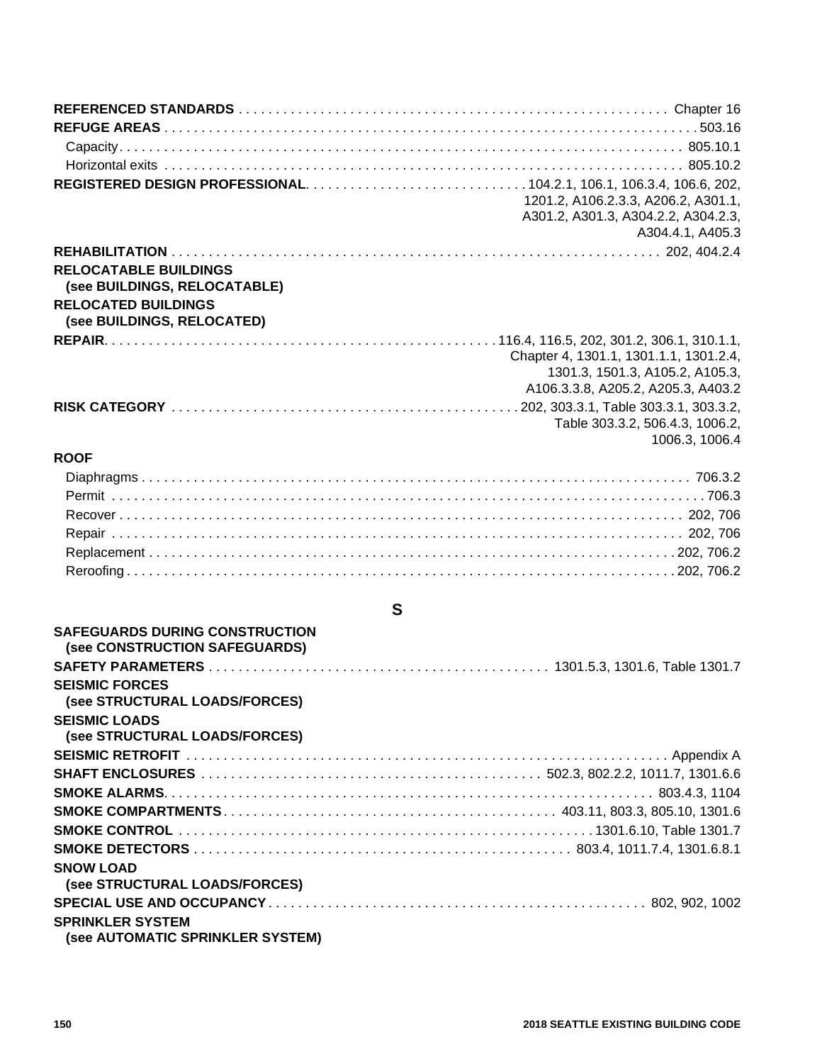**REFERENCED STANDARDS** . . . . . . . . . . Chapter 16

**REFUGE AREAS** . . . . . . . . . . 503.16

- Capacity . . . . . . . . . . 805.10.1
- Horizontal exits . . . . . . . . . . 805.10.2

**REGISTERED DESIGN PROFESSIONAL** . . . . . . . . . . 104.2.1, 106.1, 106.3.4, 106.6, 202, 1201.2, A106.2.3.3, A206.2, A301.1, A301.2, A301.3, A304.2.2, A304.2.3, A304.4.1, A405.3

**REHABILITATION** . . . . . . . . . . 202, 404.2.4

**RELOCATABLE BUILDINGS (see BUILDINGS, RELOCATABLE)**

**RELOCATED BUILDINGS (see BUILDINGS, RELOCATED)**

**REPAIR** . . . . . . . . . . 116.4, 116.5, 202, 301.2, 306.1, 310.1.1, Chapter 4, 1301.1, 1301.1.1, 1301.2.4, 1301.3, 1501.3, A105.2, A105.3, A106.3.3.8, A205.2, A205.3, A403.2

**RISK CATEGORY** . . . . . . . . . . 202, 303.3.1, Table 303.3.1, 303.3.2, Table 303.3.2, 506.4.3, 1006.2, 1006.3, 1006.4

**ROOF**

- Diaphragms . . . . . . . . . . 706.3.2
- Permit . . . . . . . . . . 706.3
- Recover . . . . . . . . . . 202, 706
- Repair . . . . . . . . . . 202, 706
- Replacement . . . . . . . . . . 202, 706.2
- Reroofing . . . . . . . . . . 202, 706.2

## S

**SAFEGUARDS DURING CONSTRUCTION (see CONSTRUCTION SAFEGUARDS)**

**SAFETY PARAMETERS** . . . . . . . . . . 1301.5.3, 1301.6, Table 1301.7

**SEISMIC FORCES (see STRUCTURAL LOADS/FORCES)**

**SEISMIC LOADS (see STRUCTURAL LOADS/FORCES)**

**SEISMIC RETROFIT** . . . . . . . . . . Appendix A

**SHAFT ENCLOSURES** . . . . . . . . . . 502.3, 802.2.2, 1011.7, 1301.6.6

**SMOKE ALARMS** . . . . . . . . . . 803.4.3, 1104

**SMOKE COMPARTMENTS** . . . . . . . . . . 403.11, 803.3, 805.10, 1301.6

**SMOKE CONTROL** . . . . . . . . . . 1301.6.10, Table 1301.7

**SMOKE DETECTORS** . . . . . . . . . . 803.4, 1011.7.4, 1301.6.8.1

**SNOW LOAD (see STRUCTURAL LOADS/FORCES)**

**SPECIAL USE AND OCCUPANCY** . . . . . . . . . . 802, 902, 1002

**SPRINKLER SYSTEM (see AUTOMATIC SPRINKLER SYSTEM)**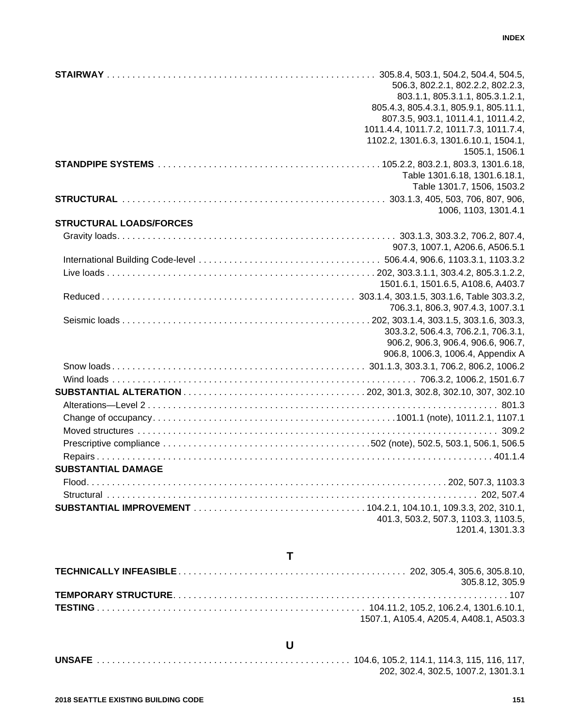**STAIRWAY** . . . . . . . . . . 305.8.4, 503.1, 504.2, 504.4, 504.5, 506.3, 802.2.1, 802.2.2, 802.2.3, 803.1.1, 805.3.1.1, 805.3.1.2.1, 805.4.3, 805.4.3.1, 805.9.1, 805.11.1, 807.3.5, 903.1, 1011.4.1, 1011.4.2, 1011.4.4, 1011.7.2, 1011.7.3, 1011.7.4, 1102.2, 1301.6.3, 1301.6.10.1, 1504.1, 1505.1, 1506.1

**STANDPIPE SYSTEMS** . . . . . . . . . . 105.2.2, 803.2.1, 803.3, 1301.6.18, Table 1301.6.18, 1301.6.18.1, Table 1301.7, 1506, 1503.2

**STRUCTURAL** . . . . . . . . . . 303.1.3, 405, 503, 706, 807, 906, 1006, 1103, 1301.4.1

**STRUCTURAL LOADS/FORCES**

- Gravity loads. . . . . . . . . . 303.1.3, 303.3.2, 706.2, 807.4, 907.3, 1007.1, A206.6, A506.5.1
- International Building Code-level . . . . . . . . . . 506.4.4, 906.6, 1103.3.1, 1103.3.2
- Live loads . . . . . . . . . . 202, 303.3.1.1, 303.4.2, 805.3.1.2.2, 1501.6.1, 1501.6.5, A108.6, A403.7
- Reduced . . . . . . . . . . 303.1.4, 303.1.5, 303.1.6, Table 303.3.2, 706.3.1, 806.3, 907.4.3, 1007.3.1
- Seismic loads . . . . . . . . . . 202, 303.1.4, 303.1.5, 303.1.6, 303.3, 303.3.2, 506.4.3, 706.2.1, 706.3.1, 906.2, 906.3, 906.4, 906.6, 906.7, 906.8, 1006.3, 1006.4, Appendix A
- Snow loads . . . . . . . . . . 301.1.3, 303.3.1, 706.2, 806.2, 1006.2
- Wind loads . . . . . . . . . . 706.3.2, 1006.2, 1501.6.7

**SUBSTANTIAL ALTERATION** . . . . . . . . . . 202, 301.3, 302.8, 302.10, 307, 302.10

- Alterations—Level 2 . . . . . . . . . . 801.3
- Change of occupancy. . . . . . . . . . 1001.1 (note), 1011.2.1, 1107.1
- Moved structures . . . . . . . . . . 309.2
- Prescriptive compliance . . . . . . . . . . 502 (note), 502.5, 503.1, 506.1, 506.5
- Repairs . . . . . . . . . . 401.1.4

**SUBSTANTIAL DAMAGE**

- Flood. . . . . . . . . . 202, 507.3, 1103.3
- Structural . . . . . . . . . . 202, 507.4

**SUBSTANTIAL IMPROVEMENT** . . . . . . . . . . 104.2.1, 104.10.1, 109.3.3, 202, 310.1, 401.3, 503.2, 507.3, 1103.3, 1103.5, 1201.4, 1301.3.3

## T

**TECHNICALLY INFEASIBLE** . . . . . . . . . . 202, 305.4, 305.6, 305.8.10, 305.8.12, 305.9

**TEMPORARY STRUCTURE**. . . . . . . . . . 107

**TESTING** . . . . . . . . . . 104.11.2, 105.2, 106.2.4, 1301.6.10.1, 1507.1, A105.4, A205.4, A408.1, A503.3

## U

**UNSAFE** . . . . . . . . . . 104.6, 105.2, 114.1, 114.3, 115, 116, 117, 202, 302.4, 302.5, 1007.2, 1301.3.1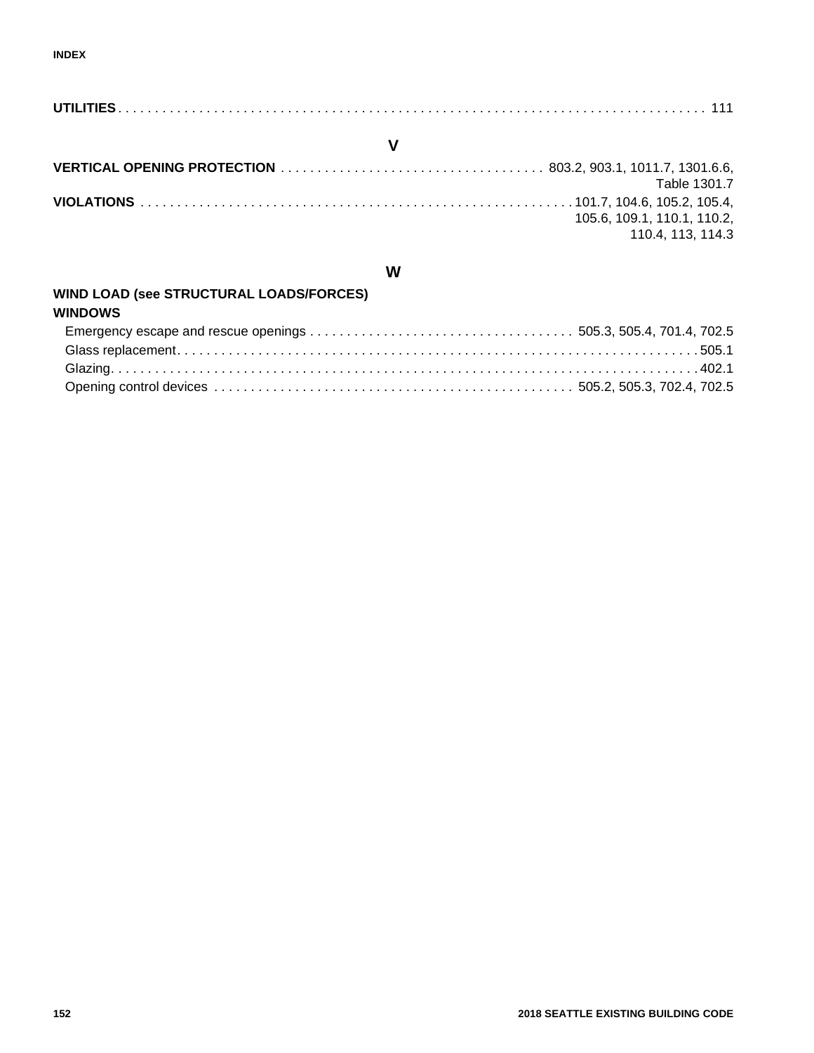**UTILITIES** . . . . . . . . . . . . . . . . . . . . . . . . . . . . . . . . . . . . . . . . . . . . 111

## V

**VERTICAL OPENING PROTECTION** . . . . . . . . . . . . . 803.2, 903.1, 1011.7, 1301.6.6, Table 1301.7

**VIOLATIONS** . . . . . . . . . . . . . . . . . . . . . . . . . 101.7, 104.6, 105.2, 105.4, 105.6, 109.1, 110.1, 110.2, 110.4, 113, 114.3

## W

**WIND LOAD (see STRUCTURAL LOADS/FORCES)**

**WINDOWS**

- Emergency escape and rescue openings . . . . . . . . . . 505.3, 505.4, 701.4, 702.5
- Glass replacement. . . . . . . . . . . . . . . . . . . . . . . . 505.1
- Glazing. . . . . . . . . . . . . . . . . . . . . . . . . . . . . . 402.1
- Opening control devices . . . . . . . . . . . . . . . . . 505.2, 505.3, 702.4, 702.5